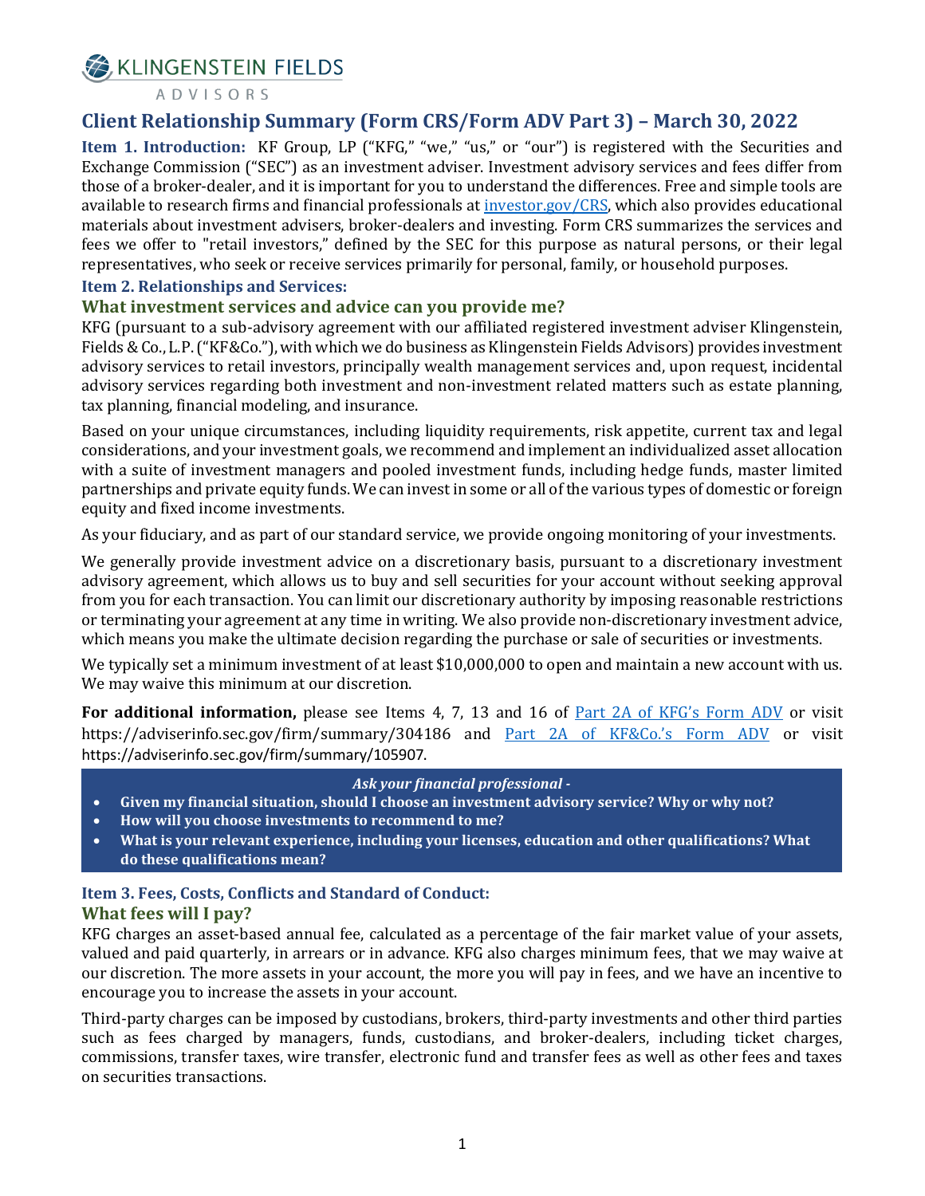KLINGENSTEIN FIELDS ADVISORS

# Client Relationship Summary (Form CRS/Form ADV Part 3) – March 30, 2022

**Item 1. Introduction:** KF Group, LP ("KFG," "we," "us," or "our") is registered with the Securities and Exchange Commission ("SEC") as an investment adviser. Investment advisory services and fees differ from those of a broker-dealer, and it is important for you to understand the differences. Free and simple tools are available to research firms and financial professionals at [investor.gov/CRS](investor.gov/CRS), which also provides educational materials about investment advisers, broker-dealers and investing. Form CRS summarizes the services and fees we offer to "retail investors," defined by the SEC for this purpose as natural persons, or their legal representatives, who seek or receive services primarily for personal, family, or household purposes.

## Item 2. Relationships and Services:

### What investment services and advice can you provide me?

KFG (pursuant to a sub-advisory agreement with our affiliated registered investment adviser Klingenstein, Fields & Co., L.P. ("KF&Co."), with which we do business as Klingenstein Fields Advisors) provides investment advisory services to retail investors, principally wealth management services and, upon request, incidental advisory services regarding both investment and non-investment related matters such as estate planning, tax planning, financial modeling, and insurance.

Based on your unique circumstances, including liquidity requirements, risk appetite, current tax and legal considerations, and your investment goals, we recommend and implement an individualized asset allocation with a suite of investment managers and pooled investment funds, including hedge funds, master limited partnerships and private equity funds. We can invest in some or all of the various types of domestic or foreign equity and fixed income investments.

As your fiduciary, and as part of our standard service, we provide ongoing monitoring of your investments.

We generally provide investment advice on a discretionary basis, pursuant to a discretionary investment advisory agreement, which allows us to buy and sell securities for your account without seeking approval from you for each transaction. You can limit our discretionary authority by imposing reasonable restrictions or terminating your agreement at any time in writing. We also provide non-discretionary investment advice, which means you make the ultimate decision regarding the purchase or sale of securities or investments.

We typically set a minimum investment of at least $10,000,000 to open and maintain a new account with us. We may waive this minimum at our discretion.

**For additional information,** please see Items 4, 7, 13 and 16 of Part 2A of KFG's Form ADV or visit https://adviserinfo.sec.gov/firm/summary/304186 and Part 2A of KF&Co.'s Form ADV or visit https://adviserinfo.sec.gov/firm/summary/105907.

> ***Ask your financial professional -***
> - **Given my financial situation, should I choose an investment advisory service? Why or why not?**
> - **How will you choose investments to recommend to me?**
> - **What is your relevant experience, including your licenses, education and other qualifications? What do these qualifications mean?**

## Item 3. Fees, Costs, Conflicts and Standard of Conduct:

### What fees will I pay?

KFG charges an asset-based annual fee, calculated as a percentage of the fair market value of your assets, valued and paid quarterly, in arrears or in advance. KFG also charges minimum fees, that we may waive at our discretion. The more assets in your account, the more you will pay in fees, and we have an incentive to encourage you to increase the assets in your account.

Third-party charges can be imposed by custodians, brokers, third-party investments and other third parties such as fees charged by managers, funds, custodians, and broker-dealers, including ticket charges, commissions, transfer taxes, wire transfer, electronic fund and transfer fees as well as other fees and taxes on securities transactions.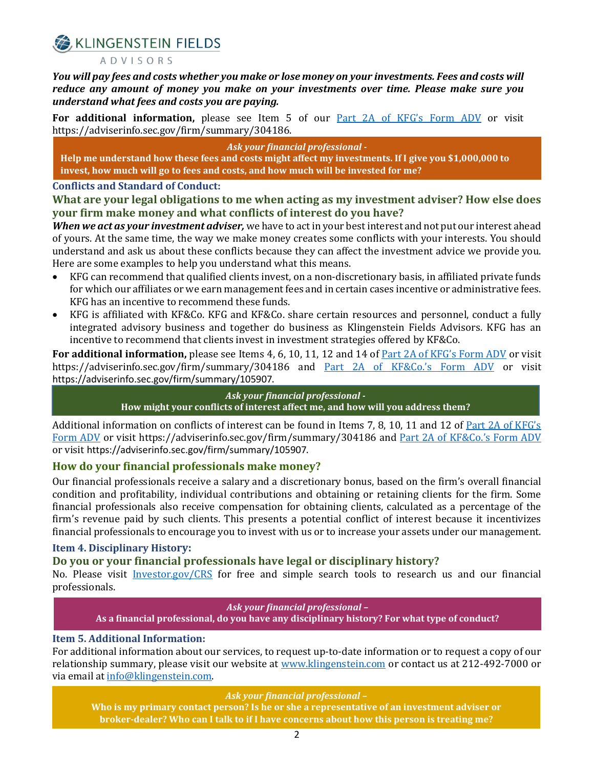*You will pay fees and costs whether you make or lose money on your investments. Fees and costs will reduce any amount of money you make on your investments over time. Please make sure you understand what fees and costs you are paying.*

**For additional information,** please see Item 5 of our [Part 2A of KFG's Form ADV] or visit https://adviserinfo.sec.gov/firm/summary/304186.

> ***Ask your financial professional -***
> **Help me understand how these fees and costs might affect my investments. If I give you $1,000,000 to invest, how much will go to fees and costs, and how much will be invested for me?**

### Conflicts and Standard of Conduct:

## What are your legal obligations to me when acting as my investment adviser? How else does your firm make money and what conflicts of interest do you have?

***When we act as your investment adviser,*** we have to act in your best interest and not put our interest ahead of yours. At the same time, the way we make money creates some conflicts with your interests. You should understand and ask us about these conflicts because they can affect the investment advice we provide you. Here are some examples to help you understand what this means.

- KFG can recommend that qualified clients invest, on a non-discretionary basis, in affiliated private funds for which our affiliates or we earn management fees and in certain cases incentive or administrative fees. KFG has an incentive to recommend these funds.
- KFG is affiliated with KF&Co. KFG and KF&Co. share certain resources and personnel, conduct a fully integrated advisory business and together do business as Klingenstein Fields Advisors. KFG has an incentive to recommend that clients invest in investment strategies offered by KF&Co.

**For additional information,** please see Items 4, 6, 10, 11, 12 and 14 of [Part 2A of KFG's Form ADV] or visit https://adviserinfo.sec.gov/firm/summary/304186 and [Part 2A of KF&Co.'s Form ADV] or visit https://adviserinfo.sec.gov/firm/summary/105907.

> ***Ask your financial professional -***
> **How might your conflicts of interest affect me, and how will you address them?**

Additional information on conflicts of interest can be found in Items 7, 8, 10, 11 and 12 of [Part 2A of KFG's Form ADV] or visit https://adviserinfo.sec.gov/firm/summary/304186 and [Part 2A of KF&Co.'s Form ADV] or visit https://adviserinfo.sec.gov/firm/summary/105907.

## How do your financial professionals make money?

Our financial professionals receive a salary and a discretionary bonus, based on the firm's overall financial condition and profitability, individual contributions and obtaining or retaining clients for the firm. Some financial professionals also receive compensation for obtaining clients, calculated as a percentage of the firm's revenue paid by such clients. This presents a potential conflict of interest because it incentivizes financial professionals to encourage you to invest with us or to increase your assets under our management.

### Item 4. Disciplinary History:

## Do you or your financial professionals have legal or disciplinary history?

No. Please visit [Investor.gov/CRS] for free and simple search tools to research us and our financial professionals.

> ***Ask your financial professional –***
> **As a financial professional, do you have any disciplinary history? For what type of conduct?**

### Item 5. Additional Information:

For additional information about our services, to request up-to-date information or to request a copy of our relationship summary, please visit our website at [www.klingenstein.com] or contact us at 212-492-7000 or via email at [info@klingenstein.com].

> ***Ask your financial professional –***
> **Who is my primary contact person? Is he or she a representative of an investment adviser or broker-dealer? Who can I talk to if I have concerns about how this person is treating me?**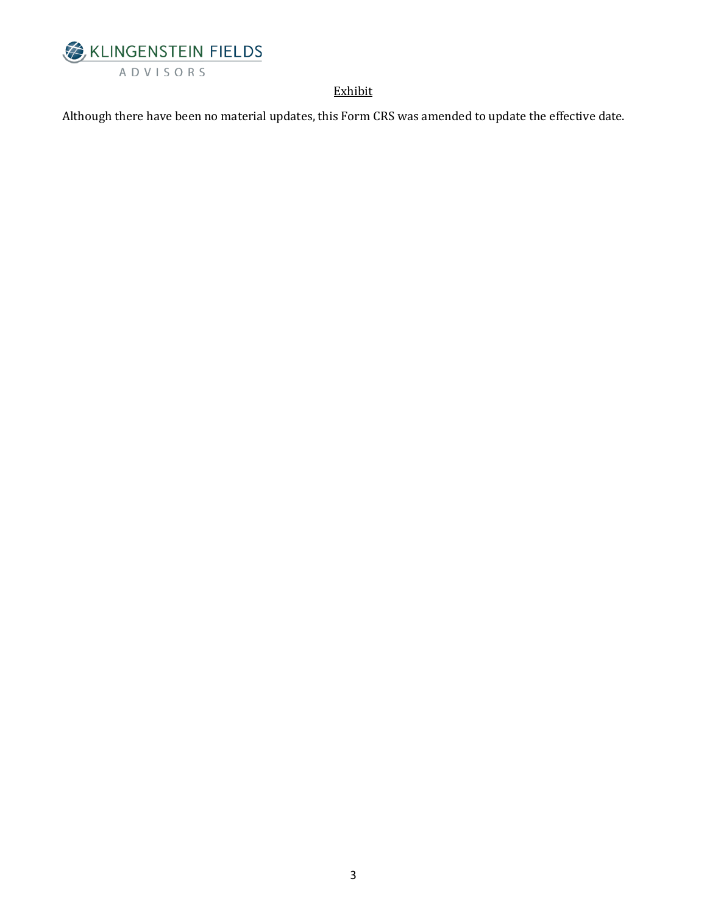Exhibit

Although there have been no material updates, this Form CRS was amended to update the effective date.